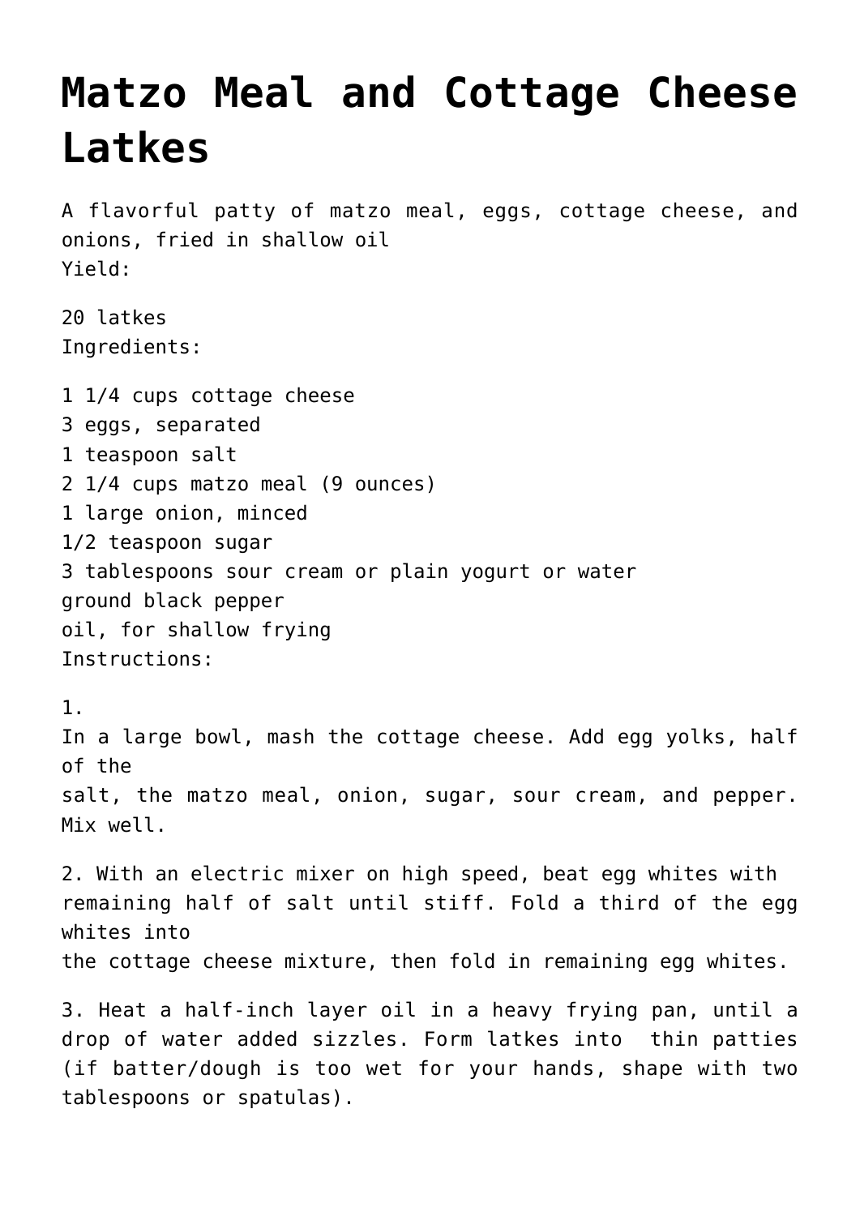# Matzo Meal and Cottage Cheese Latkes

A flavorful patty of matzo meal, eggs, cottage cheese, and onions, fried in shallow oil

Yield:

20 latkes

Ingredients:

1 1/4 cups cottage cheese
3 eggs, separated
1 teaspoon salt
2 1/4 cups matzo meal (9 ounces)
1 large onion, minced
1/2 teaspoon sugar
3 tablespoons sour cream or plain yogurt or water
ground black pepper
oil, for shallow frying

Instructions:

1. In a large bowl, mash the cottage cheese. Add egg yolks, half of the salt, the matzo meal, onion, sugar, sour cream, and pepper. Mix well.

2. With an electric mixer on high speed, beat egg whites with remaining half of salt until stiff. Fold a third of the egg whites into the cottage cheese mixture, then fold in remaining egg whites.

3. Heat a half-inch layer oil in a heavy frying pan, until a drop of water added sizzles. Form latkes into thin patties (if batter/dough is too wet for your hands, shape with two tablespoons or spatulas).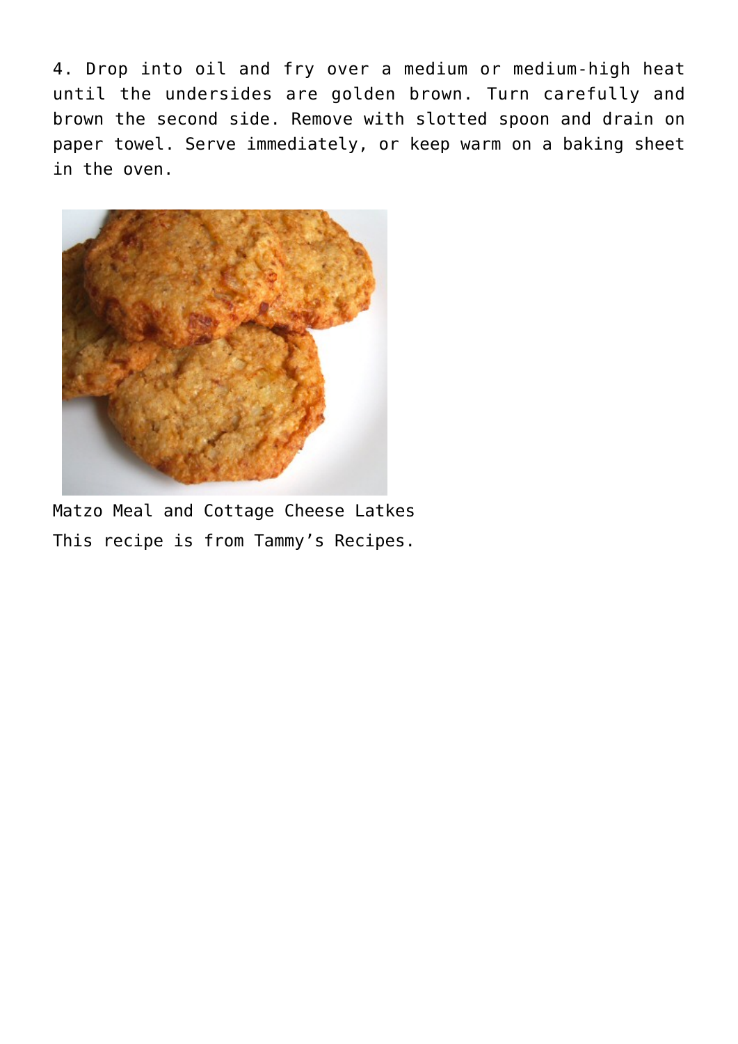4. Drop into oil and fry over a medium or medium-high heat until the undersides are golden brown. Turn carefully and brown the second side. Remove with slotted spoon and drain on paper towel. Serve immediately, or keep warm on a baking sheet in the oven.

Matzo Meal and Cottage Cheese Latkes

This recipe is from Tammy's Recipes.